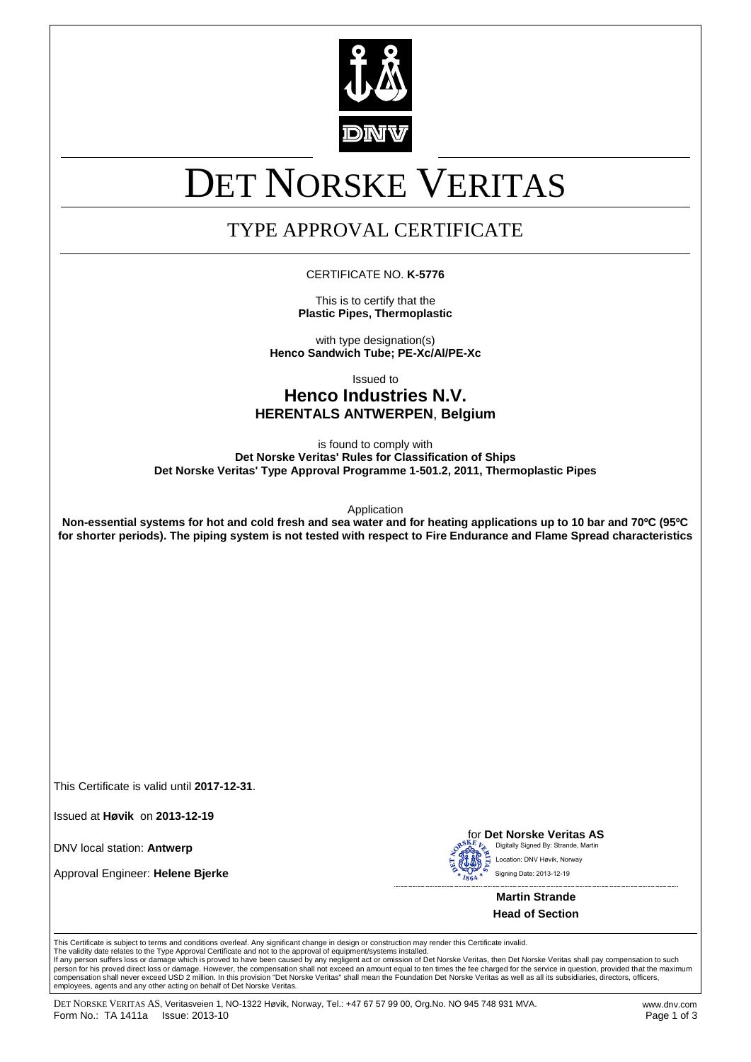DNV

# DET NORSKE VERITAS

## TYPE APPROVAL CERTIFICATE

CERTIFICATE NO. **K-5776**

This is to certify that the
**Plastic Pipes, Thermoplastic**

with type designation(s)
**Henco Sandwich Tube; PE-Xc/Al/PE-Xc**

Issued to
**Henco Industries N.V.**
**HERENTALS ANTWERPEN**, **Belgium**

is found to comply with
**Det Norske Veritas' Rules for Classification of Ships**
**Det Norske Veritas' Type Approval Programme 1-501.2, 2011, Thermoplastic Pipes**

Application
**Non-essential systems for hot and cold fresh and sea water and for heating applications up to 10 bar and 70ºC (95ºC for shorter periods). The piping system is not tested with respect to Fire Endurance and Flame Spread characteristics**

This Certificate is valid until **2017-12-31**.

Issued at **Høvik** on **2013-12-19**

DNV local station: **Antwerp**

Approval Engineer: **Helene Bjerke**

for **Det Norske Veritas AS**
Digitally Signed By: Strande, Martin
Location: DNV Høvik, Norway
Signing Date: 2013-12-19

**Martin Strande**
**Head of Section**

This Certificate is subject to terms and conditions overleaf. Any significant change in design or construction may render this Certificate invalid.
The validity date relates to the Type Approval Certificate and not to the approval of equipment/systems installed.
If any person suffers loss or damage which is proved to have been caused by any negligent act or omission of Det Norske Veritas, then Det Norske Veritas shall pay compensation to such person for his proved direct loss or damage. However, the compensation shall not exceed an amount equal to ten times the fee charged for the service in question, provided that the maximum compensation shall never exceed USD 2 million. In this provision "Det Norske Veritas" shall mean the Foundation Det Norske Veritas as well as all its subsidiaries, directors, officers, employees, agents and any other acting on behalf of Det Norske Veritas.

DET NORSKE VERITAS AS, Veritasveien 1, NO-1322 Høvik, Norway, Tel.: +47 67 57 99 00, Org.No. NO 945 748 931 MVA. www.dnv.com
Form No.: TA 1411a Issue: 2013-10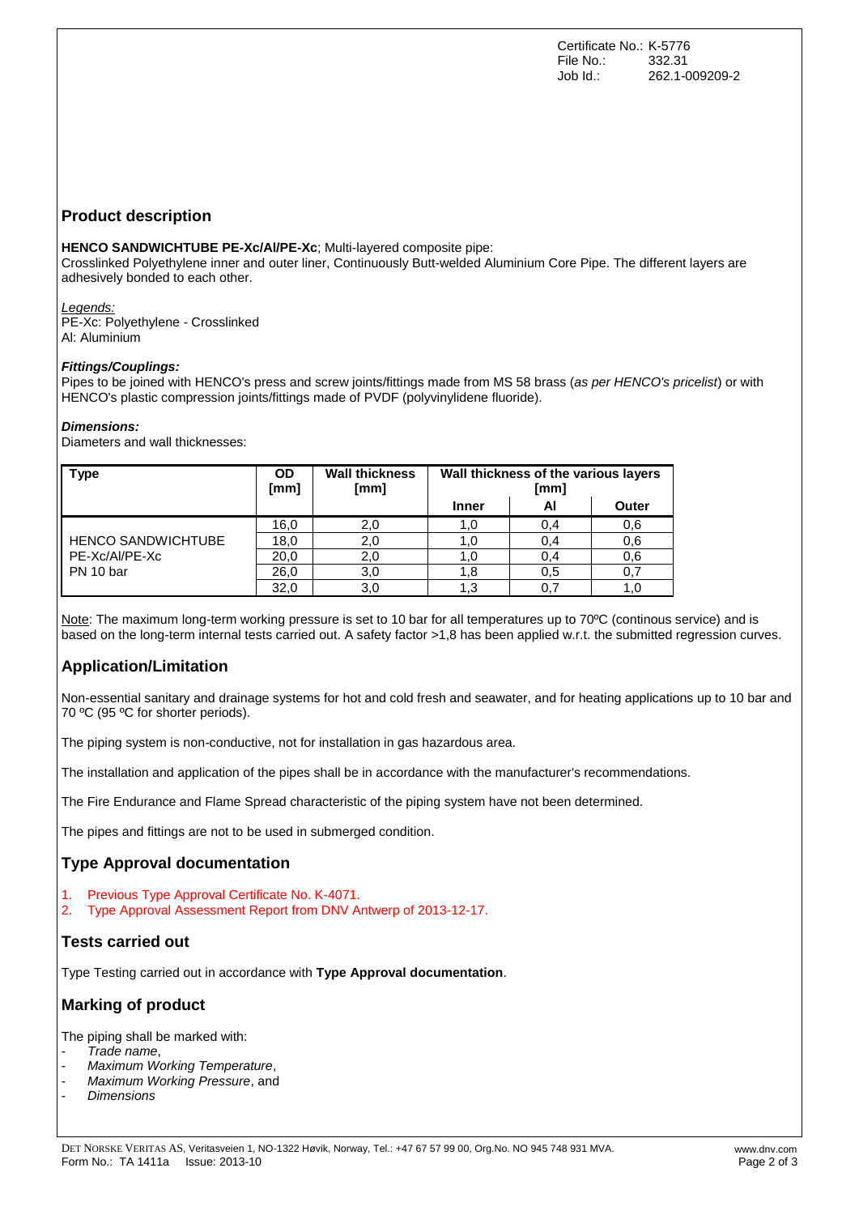Certificate No.: K-5776
File No.: 332.31
Job Id.: 262.1-009209-2

## Product description

**HENCO SANDWICHTUBE PE-Xc/Al/PE-Xc**; Multi-layered composite pipe:
Crosslinked Polyethylene inner and outer liner, Continuously Butt-welded Aluminium Core Pipe. The different layers are adhesively bonded to each other.

Legends:
PE-Xc: Polyethylene - Crosslinked
Al: Aluminium

***Fittings/Couplings:***
Pipes to be joined with HENCO's press and screw joints/fittings made from MS 58 brass (*as per HENCO's pricelist*) or with HENCO's plastic compression joints/fittings made of PVDF (polyvinylidene fluoride).

***Dimensions:***
Diameters and wall thicknesses:

| Type | OD [mm] | Wall thickness [mm] | Wall thickness of the various layers [mm] | | |
|---|---|---|---|---|---|
| | | | Inner | Al | Outer |
| HENCO SANDWICHTUBE PE-Xc/Al/PE-Xc PN 10 bar | 16,0 | 2,0 | 1,0 | 0,4 | 0,6 |
| | 18,0 | 2,0 | 1,0 | 0,4 | 0,6 |
| | 20,0 | 2,0 | 1,0 | 0,4 | 0,6 |
| | 26,0 | 3,0 | 1,8 | 0,5 | 0,7 |
| | 32,0 | 3,0 | 1,3 | 0,7 | 1,0 |

Note: The maximum long-term working pressure is set to 10 bar for all temperatures up to 70ºC (continous service) and is based on the long-term internal tests carried out. A safety factor >1,8 has been applied w.r.t. the submitted regression curves.

## Application/Limitation

Non-essential sanitary and drainage systems for hot and cold fresh and seawater, and for heating applications up to 10 bar and 70 ºC (95 ºC for shorter periods).

The piping system is non-conductive, not for installation in gas hazardous area.

The installation and application of the pipes shall be in accordance with the manufacturer's recommendations.

The Fire Endurance and Flame Spread characteristic of the piping system have not been determined.

The pipes and fittings are not to be used in submerged condition.

## Type Approval documentation

1. Previous Type Approval Certificate No. K-4071.
2. Type Approval Assessment Report from DNV Antwerp of 2013-12-17.

## Tests carried out

Type Testing carried out in accordance with **Type Approval documentation**.

## Marking of product

The piping shall be marked with:
- *Trade name*,
- *Maximum Working Temperature*,
- *Maximum Working Pressure*, and
- *Dimensions*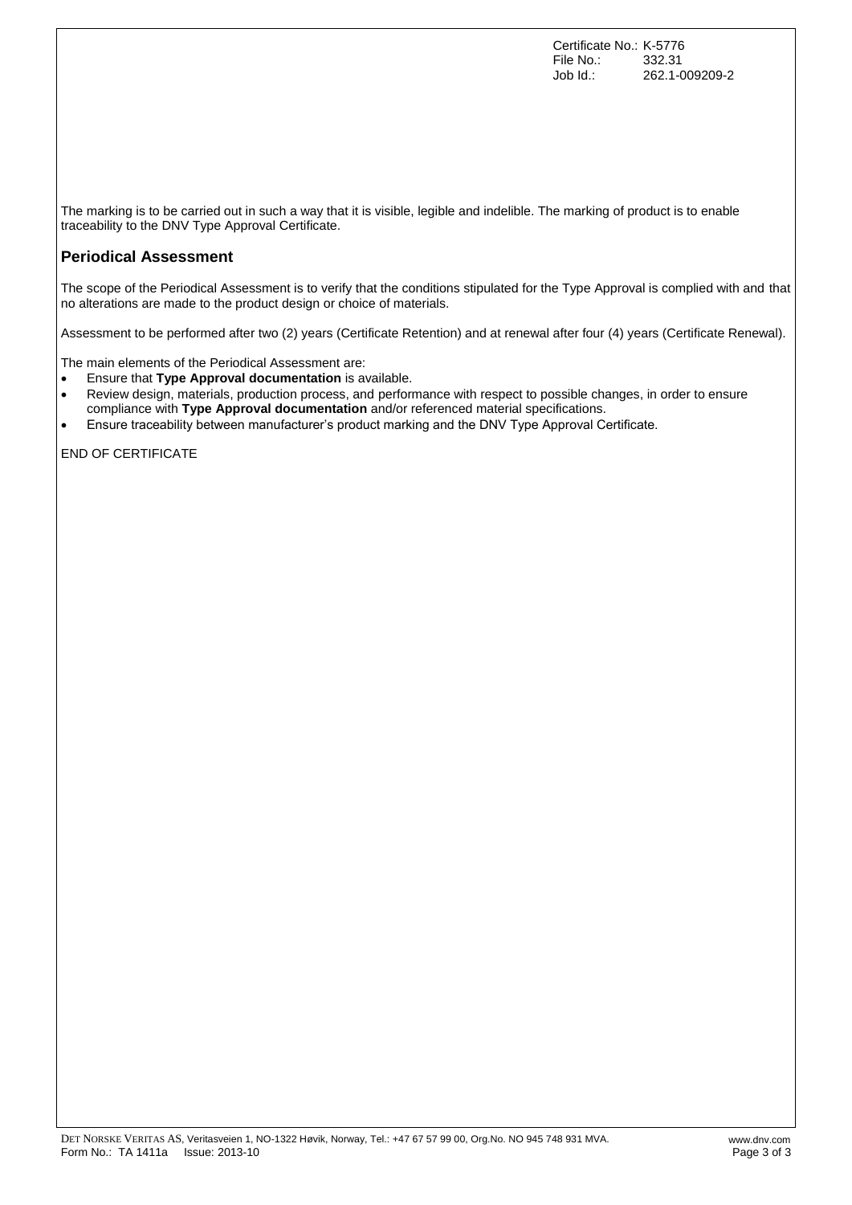Certificate No.: K-5776
File No.: 332.31
Job Id.: 262.1-009209-2

The marking is to be carried out in such a way that it is visible, legible and indelible. The marking of product is to enable traceability to the DNV Type Approval Certificate.

## Periodical Assessment

The scope of the Periodical Assessment is to verify that the conditions stipulated for the Type Approval is complied with and that no alterations are made to the product design or choice of materials.

Assessment to be performed after two (2) years (Certificate Retention) and at renewal after four (4) years (Certificate Renewal).

The main elements of the Periodical Assessment are:

- Ensure that **Type Approval documentation** is available.
- Review design, materials, production process, and performance with respect to possible changes, in order to ensure compliance with **Type Approval documentation** and/or referenced material specifications.
- Ensure traceability between manufacturer's product marking and the DNV Type Approval Certificate.

END OF CERTIFICATE

DET NORSKE VERITAS AS, Veritasveien 1, NO-1322 Høvik, Norway, Tel.: +47 67 57 99 00, Org.No. NO 945 748 931 MVA.
Form No.: TA 1411a Issue: 2013-10
www.dnv.com